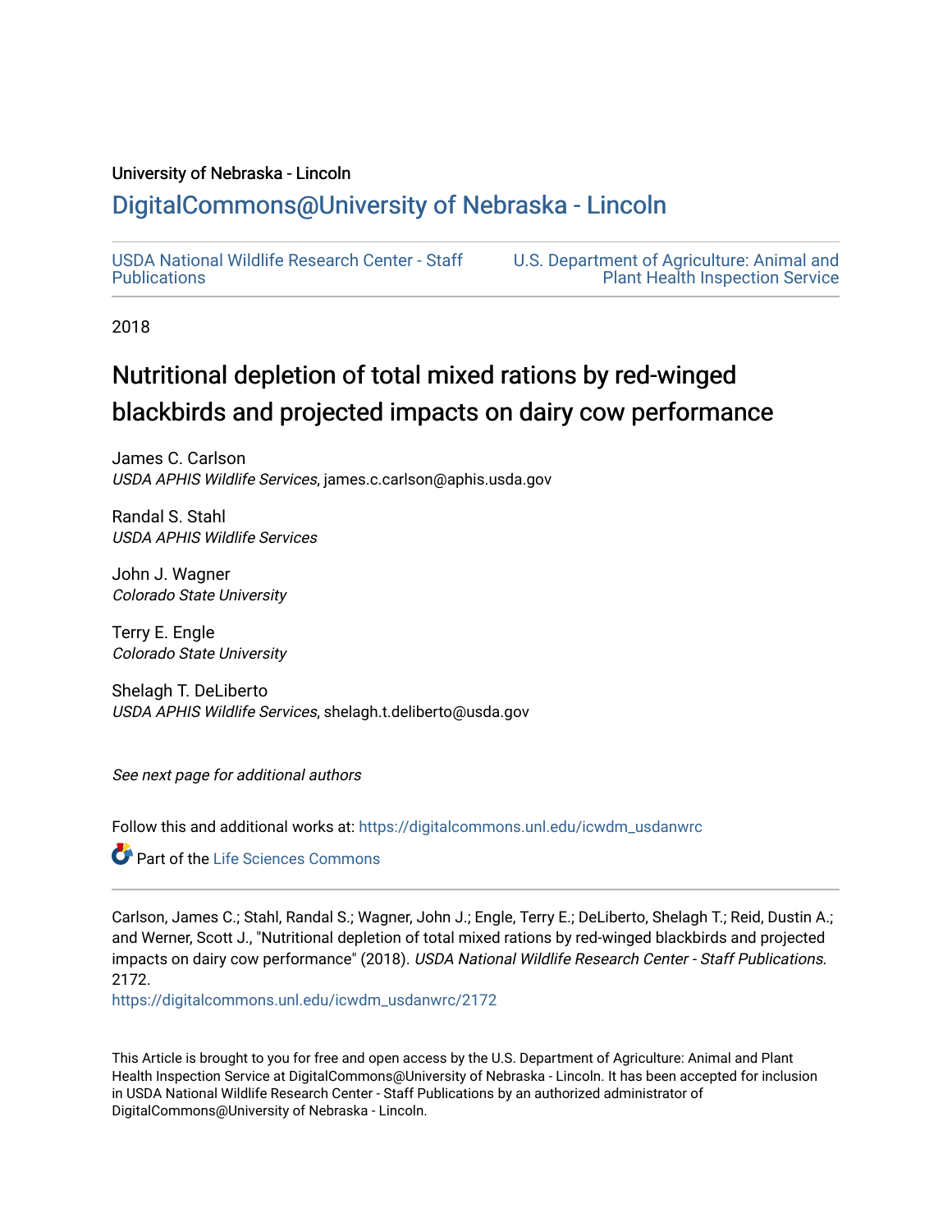University of Nebraska - Lincoln

# DigitalCommons@University of Nebraska - Lincoln

USDA National Wildlife Research Center - Staff Publications

U.S. Department of Agriculture: Animal and Plant Health Inspection Service

2018

# Nutritional depletion of total mixed rations by red-winged blackbirds and projected impacts on dairy cow performance

James C. Carlson
*USDA APHIS Wildlife Services*, james.c.carlson@aphis.usda.gov

Randal S. Stahl
*USDA APHIS Wildlife Services*

John J. Wagner
*Colorado State University*

Terry E. Engle
*Colorado State University*

Shelagh T. DeLiberto
*USDA APHIS Wildlife Services*, shelagh.t.deliberto@usda.gov

*See next page for additional authors*

Follow this and additional works at: https://digitalcommons.unl.edu/icwdm_usdanwrc

Part of the Life Sciences Commons

Carlson, James C.; Stahl, Randal S.; Wagner, John J.; Engle, Terry E.; DeLiberto, Shelagh T.; Reid, Dustin A.; and Werner, Scott J., "Nutritional depletion of total mixed rations by red-winged blackbirds and projected impacts on dairy cow performance" (2018). *USDA National Wildlife Research Center - Staff Publications*. 2172.
https://digitalcommons.unl.edu/icwdm_usdanwrc/2172

This Article is brought to you for free and open access by the U.S. Department of Agriculture: Animal and Plant Health Inspection Service at DigitalCommons@University of Nebraska - Lincoln. It has been accepted for inclusion in USDA National Wildlife Research Center - Staff Publications by an authorized administrator of DigitalCommons@University of Nebraska - Lincoln.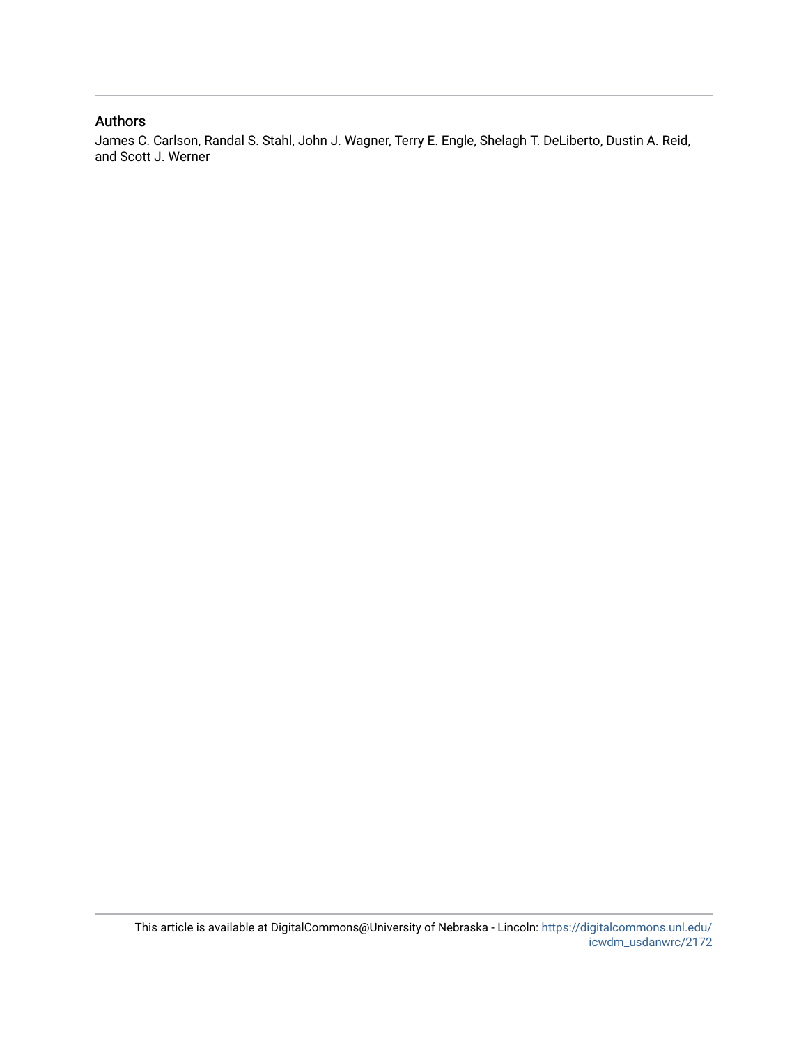## Authors

James C. Carlson, Randal S. Stahl, John J. Wagner, Terry E. Engle, Shelagh T. DeLiberto, Dustin A. Reid, and Scott J. Werner

This article is available at DigitalCommons@University of Nebraska - Lincoln: https://digitalcommons.unl.edu/icwdm_usdanwrc/2172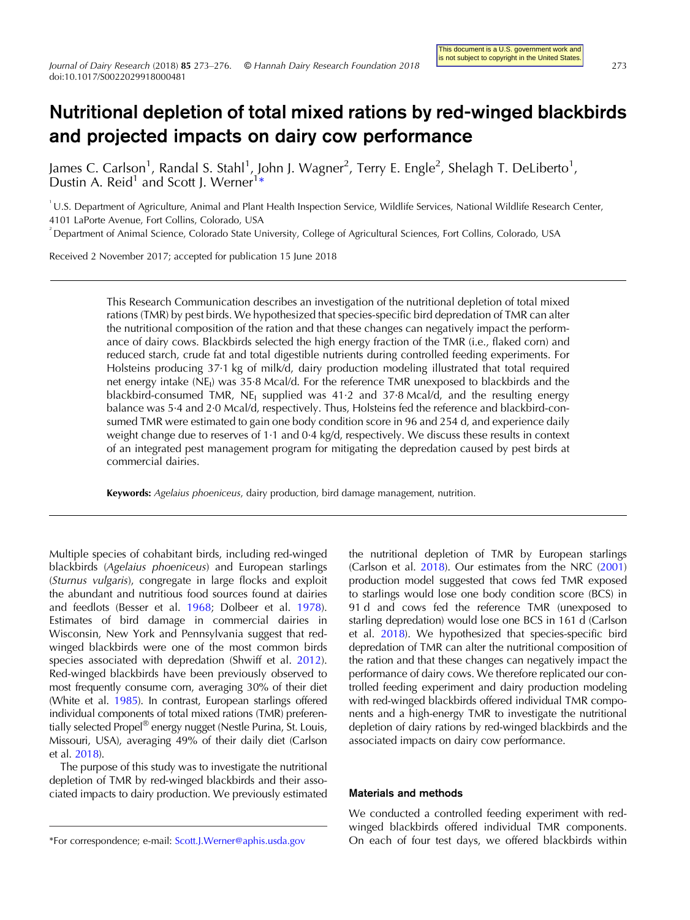# Nutritional depletion of total mixed rations by red-winged blackbirds and projected impacts on dairy cow performance

James C. Carlson[1], Randal S. Stahl[1], John J. Wagner[2], Terry E. Engle[2], Shelagh T. DeLiberto[1], Dustin A. Reid[1] and Scott J. Werner[1*]

[1] U.S. Department of Agriculture, Animal and Plant Health Inspection Service, Wildlife Services, National Wildlife Research Center, 4101 LaPorte Avenue, Fort Collins, Colorado, USA

[2] Department of Animal Science, Colorado State University, College of Agricultural Sciences, Fort Collins, Colorado, USA

Received 2 November 2017; accepted for publication 15 June 2018

This Research Communication describes an investigation of the nutritional depletion of total mixed rations (TMR) by pest birds. We hypothesized that species-specific bird depredation of TMR can alter the nutritional composition of the ration and that these changes can negatively impact the performance of dairy cows. Blackbirds selected the high energy fraction of the TMR (i.e., flaked corn) and reduced starch, crude fat and total digestible nutrients during controlled feeding experiments. For Holsteins producing 37·1 kg of milk/d, dairy production modeling illustrated that total required net energy intake ($NE_l$) was 35·8 Mcal/d. For the reference TMR unexposed to blackbirds and the blackbird-consumed TMR, $NE_l$ supplied was 41·2 and 37·8 Mcal/d, and the resulting energy balance was 5·4 and 2·0 Mcal/d, respectively. Thus, Holsteins fed the reference and blackbird-consumed TMR were estimated to gain one body condition score in 96 and 254 d, and experience daily weight change due to reserves of 1·1 and 0·4 kg/d, respectively. We discuss these results in context of an integrated pest management program for mitigating the depredation caused by pest birds at commercial dairies.

**Keywords:** *Agelaius phoeniceus*, dairy production, bird damage management, nutrition.

Multiple species of cohabitant birds, including red-winged blackbirds (*Agelaius phoeniceus*) and European starlings (*Sturnus vulgaris*), congregate in large flocks and exploit the abundant and nutritious food sources found at dairies and feedlots (Besser et al. 1968; Dolbeer et al. 1978). Estimates of bird damage in commercial dairies in Wisconsin, New York and Pennsylvania suggest that red-winged blackbirds were one of the most common birds species associated with depredation (Shwiff et al. 2012). Red-winged blackbirds have been previously observed to most frequently consume corn, averaging 30% of their diet (White et al. 1985). In contrast, European starlings offered individual components of total mixed rations (TMR) preferentially selected Propel® energy nugget (Nestle Purina, St. Louis, Missouri, USA), averaging 49% of their daily diet (Carlson et al. 2018).

The purpose of this study was to investigate the nutritional depletion of TMR by red-winged blackbirds and their associated impacts to dairy production. We previously estimated the nutritional depletion of TMR by European starlings (Carlson et al. 2018). Our estimates from the NRC (2001) production model suggested that cows fed TMR exposed to starlings would lose one body condition score (BCS) in 91 d and cows fed the reference TMR (unexposed to starling depredation) would lose one BCS in 161 d (Carlson et al. 2018). We hypothesized that species-specific bird depredation of TMR can alter the nutritional composition of the ration and that these changes can negatively impact the performance of dairy cows. We therefore replicated our controlled feeding experiment and dairy production modeling with red-winged blackbirds offered individual TMR components and a high-energy TMR to investigate the nutritional depletion of dairy rations by red-winged blackbirds and the associated impacts on dairy cow performance.

## Materials and methods

We conducted a controlled feeding experiment with red-winged blackbirds offered individual TMR components. On each of four test days, we offered blackbirds within

*For correspondence; e-mail: Scott.J.Werner@aphis.usda.gov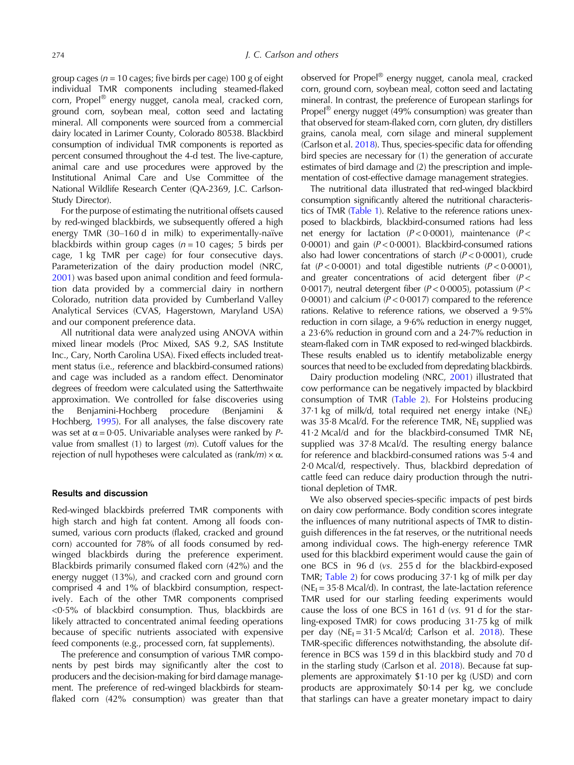group cages ($n = 10$ cages; five birds per cage) 100 g of eight individual TMR components including steamed-flaked corn, Propel® energy nugget, canola meal, cracked corn, ground corn, soybean meal, cotton seed and lactating mineral. All components were sourced from a commercial dairy located in Larimer County, Colorado 80538. Blackbird consumption of individual TMR components is reported as percent consumed throughout the 4-d test. The live-capture, animal care and use procedures were approved by the Institutional Animal Care and Use Committee of the National Wildlife Research Center (QA-2369, J.C. Carlson-Study Director).

For the purpose of estimating the nutritional offsets caused by red-winged blackbirds, we subsequently offered a high energy TMR (30–160 d in milk) to experimentally-naïve blackbirds within group cages ($n = 10$ cages; 5 birds per cage, 1 kg TMR per cage) for four consecutive days. Parameterization of the dairy production model (NRC, 2001) was based upon animal condition and feed formulation data provided by a commercial dairy in northern Colorado, nutrition data provided by Cumberland Valley Analytical Services (CVAS, Hagerstown, Maryland USA) and our component preference data.

All nutritional data were analyzed using ANOVA within mixed linear models (Proc Mixed, SAS 9.2, SAS Institute Inc., Cary, North Carolina USA). Fixed effects included treatment status (i.e., reference and blackbird-consumed rations) and cage was included as a random effect. Denominator degrees of freedom were calculated using the Satterthwaite approximation. We controlled for false discoveries using the Benjamini-Hochberg procedure (Benjamini & Hochberg, 1995). For all analyses, the false discovery rate was set at $\alpha = 0{\cdot}05$. Univariable analyses were ranked by *P*-value from smallest (1) to largest (*m*). Cutoff values for the rejection of null hypotheses were calculated as $(\text{rank}/m) \times \alpha$.

### Results and discussion

Red-winged blackbirds preferred TMR components with high starch and high fat content. Among all foods consumed, various corn products (flaked, cracked and ground corn) accounted for 78% of all foods consumed by red-winged blackbirds during the preference experiment. Blackbirds primarily consumed flaked corn (42%) and the energy nugget (13%), and cracked corn and ground corn comprised 4 and 1% of blackbird consumption, respectively. Each of the other TMR components comprised <0·5% of blackbird consumption. Thus, blackbirds are likely attracted to concentrated animal feeding operations because of specific nutrients associated with expensive feed components (e.g., processed corn, fat supplements).

The preference and consumption of various TMR components by pest birds may significantly alter the cost to producers and the decision-making for bird damage management. The preference of red-winged blackbirds for steam-flaked corn (42% consumption) was greater than that observed for Propel® energy nugget, canola meal, cracked corn, ground corn, soybean meal, cotton seed and lactating mineral. In contrast, the preference of European starlings for Propel® energy nugget (49% consumption) was greater than that observed for steam-flaked corn, corn gluten, dry distillers grains, canola meal, corn silage and mineral supplement (Carlson et al. 2018). Thus, species-specific data for offending bird species are necessary for (1) the generation of accurate estimates of bird damage and (2) the prescription and implementation of cost-effective damage management strategies.

The nutritional data illustrated that red-winged blackbird consumption significantly altered the nutritional characteristics of TMR (Table 1). Relative to the reference rations unexposed to blackbirds, blackbird-consumed rations had less net energy for lactation ($P < 0{\cdot}0001$), maintenance ($P < 0{\cdot}0001$) and gain ($P < 0{\cdot}0001$). Blackbird-consumed rations also had lower concentrations of starch ($P < 0{\cdot}0001$), crude fat ($P < 0{\cdot}0001$) and total digestible nutrients ($P < 0{\cdot}0001$), and greater concentrations of acid detergent fiber ($P < 0{\cdot}0017$), neutral detergent fiber ($P < 0{\cdot}0005$), potassium ($P < 0{\cdot}0001$) and calcium ($P < 0{\cdot}0017$) compared to the reference rations. Relative to reference rations, we observed a 9·5% reduction in corn silage, a 9·6% reduction in energy nugget, a 23·6% reduction in ground corn and a 24·7% reduction in steam-flaked corn in TMR exposed to red-winged blackbirds. These results enabled us to identify metabolizable energy sources that need to be excluded from depredating blackbirds.

Dairy production modeling (NRC, 2001) illustrated that cow performance can be negatively impacted by blackbird consumption of TMR (Table 2). For Holsteins producing 37·1 kg of milk/d, total required net energy intake ($NE_I$) was 35·8 Mcal/d. For the reference TMR, $NE_I$ supplied was 41·2 Mcal/d and for the blackbird-consumed TMR $NE_I$ supplied was 37·8 Mcal/d. The resulting energy balance for reference and blackbird-consumed rations was 5·4 and 2·0 Mcal/d, respectively. Thus, blackbird depredation of cattle feed can reduce dairy production through the nutritional depletion of TMR.

We also observed species-specific impacts of pest birds on dairy cow performance. Body condition scores integrate the influences of many nutritional aspects of TMR to distinguish differences in the fat reserves, or the nutritional needs among individual cows. The high-energy reference TMR used for this blackbird experiment would cause the gain of one BCS in 96 d (*vs.* 255 d for the blackbird-exposed TMR; Table 2) for cows producing 37·1 kg of milk per day ($NE_I = 35{\cdot}8$ Mcal/d). In contrast, the late-lactation reference TMR used for our starling feeding experiments would cause the loss of one BCS in 161 d (*vs.* 91 d for the starling-exposed TMR) for cows producing 31·75 kg of milk per day ($NE_I = 31{\cdot}5$ Mcal/d; Carlson et al. 2018). These TMR-specific differences notwithstanding, the absolute difference in BCS was 159 d in this blackbird study and 70 d in the starling study (Carlson et al. 2018). Because fat supplements are approximately $1·10 per kg (USD) and corn products are approximately $0·14 per kg, we conclude that starlings can have a greater monetary impact to dairy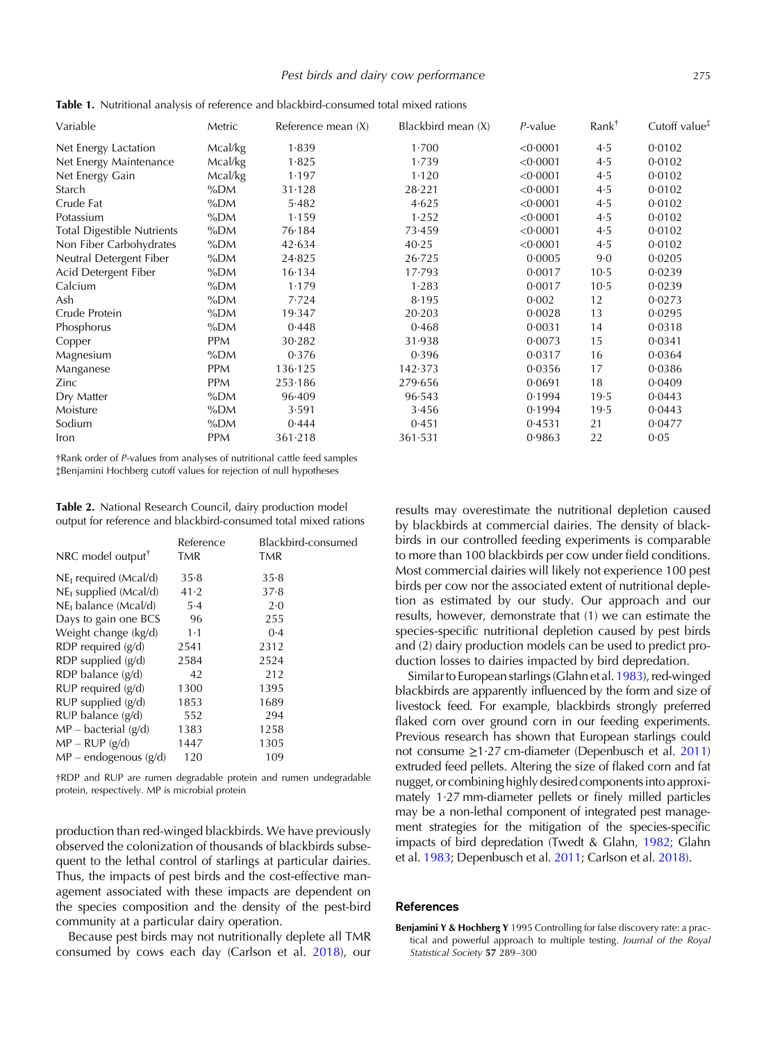**Table 1.** Nutritional analysis of reference and blackbird-consumed total mixed rations

| Variable | Metric | Reference mean (X) | Blackbird mean (X) | *P*-value | Rank[†] | Cutoff value[‡] |
|---|---|---|---|---|---|---|
| Net Energy Lactation | Mcal/kg | 1·839 | 1·700 | <0·0001 | 4·5 | 0·0102 |
| Net Energy Maintenance | Mcal/kg | 1·825 | 1·739 | <0·0001 | 4·5 | 0·0102 |
| Net Energy Gain | Mcal/kg | 1·197 | 1·120 | <0·0001 | 4·5 | 0·0102 |
| Starch | %DM | 31·128 | 28·221 | <0·0001 | 4·5 | 0·0102 |
| Crude Fat | %DM | 5·482 | 4·625 | <0·0001 | 4·5 | 0·0102 |
| Potassium | %DM | 1·159 | 1·252 | <0·0001 | 4·5 | 0·0102 |
| Total Digestible Nutrients | %DM | 76·184 | 73·459 | <0·0001 | 4·5 | 0·0102 |
| Non Fiber Carbohydrates | %DM | 42·634 | 40·25 | <0·0001 | 4·5 | 0·0102 |
| Neutral Detergent Fiber | %DM | 24·825 | 26·725 | 0·0005 | 9·0 | 0·0205 |
| Acid Detergent Fiber | %DM | 16·134 | 17·793 | 0·0017 | 10·5 | 0·0239 |
| Calcium | %DM | 1·179 | 1·283 | 0·0017 | 10·5 | 0·0239 |
| Ash | %DM | 7·724 | 8·195 | 0·002 | 12 | 0·0273 |
| Crude Protein | %DM | 19·347 | 20·203 | 0·0028 | 13 | 0·0295 |
| Phosphorus | %DM | 0·448 | 0·468 | 0·0031 | 14 | 0·0318 |
| Copper | PPM | 30·282 | 31·938 | 0·0073 | 15 | 0·0341 |
| Magnesium | %DM | 0·376 | 0·396 | 0·0317 | 16 | 0·0364 |
| Manganese | PPM | 136·125 | 142·373 | 0·0356 | 17 | 0·0386 |
| Zinc | PPM | 253·186 | 279·656 | 0·0691 | 18 | 0·0409 |
| Dry Matter | %DM | 96·409 | 96·543 | 0·1994 | 19·5 | 0·0443 |
| Moisture | %DM | 3·591 | 3·456 | 0·1994 | 19·5 | 0·0443 |
| Sodium | %DM | 0·444 | 0·451 | 0·4531 | 21 | 0·0477 |
| Iron | PPM | 361·218 | 361·531 | 0·9863 | 22 | 0·05 |

†Rank order of *P*-values from analyses of nutritional cattle feed samples
‡Benjamini Hochberg cutoff values for rejection of null hypotheses

**Table 2.** National Research Council, dairy production model output for reference and blackbird-consumed total mixed rations

| NRC model output[†] | Reference TMR | Blackbird-consumed TMR |
|---|---|---|
| $NE_l$ required (Mcal/d) | 35·8 | 35·8 |
| $NE_l$ supplied (Mcal/d) | 41·2 | 37·8 |
| $NE_l$ balance (Mcal/d) | 5·4 | 2·0 |
| Days to gain one BCS | 96 | 255 |
| Weight change (kg/d) | 1·1 | 0·4 |
| RDP required (g/d) | 2541 | 2312 |
| RDP supplied (g/d) | 2584 | 2524 |
| RDP balance (g/d) | 42 | 212 |
| RUP required (g/d) | 1300 | 1395 |
| RUP supplied (g/d) | 1853 | 1689 |
| RUP balance (g/d) | 552 | 294 |
| MP – bacterial (g/d) | 1383 | 1258 |
| MP – RUP (g/d) | 1447 | 1305 |
| MP – endogenous (g/d) | 120 | 109 |

†RDP and RUP are rumen degradable protein and rumen undegradable protein, respectively. MP is microbial protein

production than red-winged blackbirds. We have previously observed the colonization of thousands of blackbirds subsequent to the lethal control of starlings at particular dairies. Thus, the impacts of pest birds and the cost-effective management associated with these impacts are dependent on the species composition and the density of the pest-bird community at a particular dairy operation.

Because pest birds may not nutritionally deplete all TMR consumed by cows each day (Carlson et al. 2018), our results may overestimate the nutritional depletion caused by blackbirds at commercial dairies. The density of blackbirds in our controlled feeding experiments is comparable to more than 100 blackbirds per cow under field conditions. Most commercial dairies will likely not experience 100 pest birds per cow nor the associated extent of nutritional depletion as estimated by our study. Our approach and our results, however, demonstrate that (1) we can estimate the species-specific nutritional depletion caused by pest birds and (2) dairy production models can be used to predict production losses to dairies impacted by bird depredation.

Similar to European starlings (Glahn et al. 1983), red-winged blackbirds are apparently influenced by the form and size of livestock feed. For example, blackbirds strongly preferred flaked corn over ground corn in our feeding experiments. Previous research has shown that European starlings could not consume ≥1·27 cm-diameter (Depenbusch et al. 2011) extruded feed pellets. Altering the size of flaked corn and fat nugget, or combining highly desired components into approximately 1·27 mm-diameter pellets or finely milled particles may be a non-lethal component of integrated pest management strategies for the mitigation of the species-specific impacts of bird depredation (Twedt & Glahn, 1982; Glahn et al. 1983; Depenbusch et al. 2011; Carlson et al. 2018).

## References

**Benjamini Y & Hochberg Y** 1995 Controlling for false discovery rate: a practical and powerful approach to multiple testing. *Journal of the Royal Statistical Society* **57** 289–300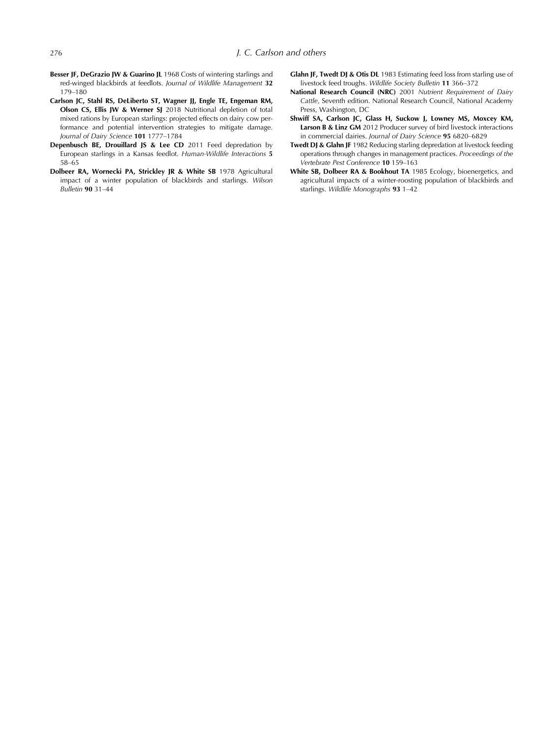**Besser JF, DeGrazio JW & Guarino JL** 1968 Costs of wintering starlings and red-winged blackbirds at feedlots. *Journal of Wildlife Management* **32** 179–180

**Carlson JC, Stahl RS, DeLiberto ST, Wagner JJ, Engle TE, Engeman RM, Olson CS, Ellis JW & Werner SJ** 2018 Nutritional depletion of total mixed rations by European starlings: projected effects on dairy cow performance and potential intervention strategies to mitigate damage. *Journal of Dairy Science* **101** 1777–1784

**Depenbusch BE, Drouillard JS & Lee CD** 2011 Feed depredation by European starlings in a Kansas feedlot. *Human-Wildlife Interactions* **5** 58–65

**Dolbeer RA, Wornecki PA, Strickley JR & White SB** 1978 Agricultural impact of a winter population of blackbirds and starlings. *Wilson Bulletin* **90** 31–44

**Glahn JF, Twedt DJ & Otis DL** 1983 Estimating feed loss from starling use of livestock feed troughs. *Wildlife Society Bulletin* **11** 366–372

**National Research Council (NRC)** 2001 *Nutrient Requirement of Dairy Cattle*, Seventh edition. National Research Council, National Academy Press, Washington, DC

**Shwiff SA, Carlson JC, Glass H, Suckow J, Lowney MS, Moxcey KM, Larson B & Linz GM** 2012 Producer survey of bird livestock interactions in commercial dairies. *Journal of Dairy Science* **95** 6820–6829

**Twedt DJ & Glahn JF** 1982 Reducing starling depredation at livestock feeding operations through changes in management practices. *Proceedings of the Vertebrate Pest Conference* **10** 159–163

**White SB, Dolbeer RA & Bookhout TA** 1985 Ecology, bioenergetics, and agricultural impacts of a winter-roosting population of blackbirds and starlings. *Wildlife Monographs* **93** 1–42